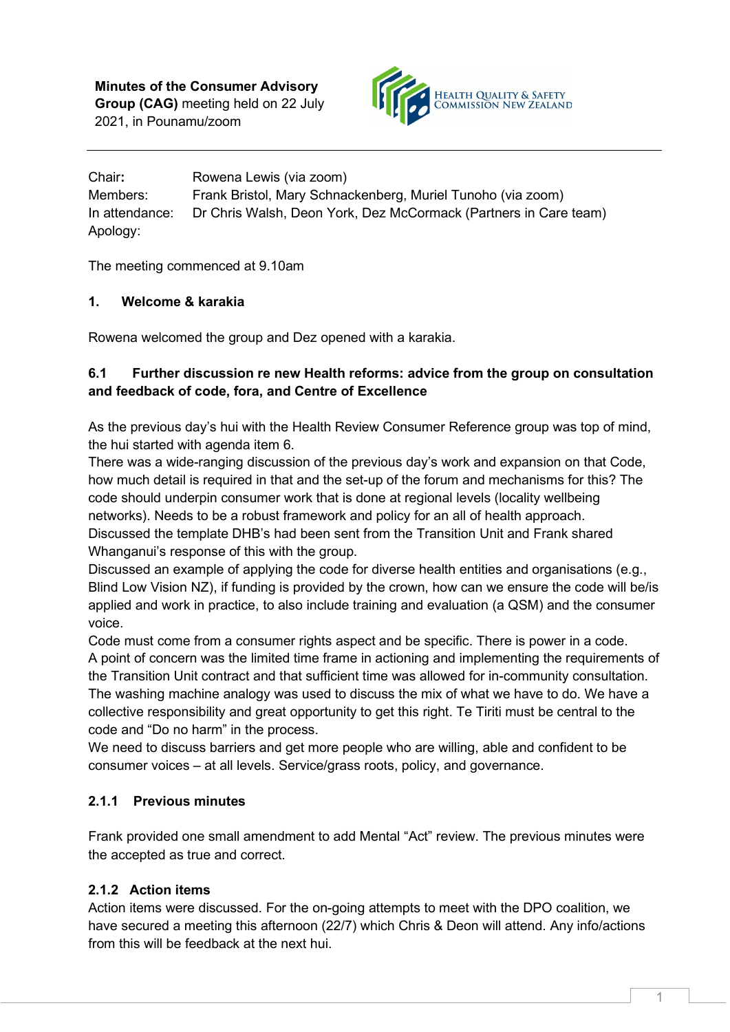**Minutes of the Consumer Advisory Group (CAG)** meeting held on 22 July 2021, in Pounamu/zoom

| | |
|---|---|
| Chair**:** | Rowena Lewis (via zoom) |
| Members: | Frank Bristol, Mary Schnackenberg, Muriel Tunoho (via zoom) |
| In attendance: | Dr Chris Walsh, Deon York, Dez McCormack (Partners in Care team) |
| Apology: | |

The meeting commenced at 9.10am

### 1. Welcome & karakia

Rowena welcomed the group and Dez opened with a karakia.

### 6.1 Further discussion re new Health reforms: advice from the group on consultation and feedback of code, fora, and Centre of Excellence

As the previous day's hui with the Health Review Consumer Reference group was top of mind, the hui started with agenda item 6.

There was a wide-ranging discussion of the previous day's work and expansion on that Code, how much detail is required in that and the set-up of the forum and mechanisms for this? The code should underpin consumer work that is done at regional levels (locality wellbeing networks). Needs to be a robust framework and policy for an all of health approach.

Discussed the template DHB's had been sent from the Transition Unit and Frank shared Whanganui's response of this with the group.

Discussed an example of applying the code for diverse health entities and organisations (e.g., Blind Low Vision NZ), if funding is provided by the crown, how can we ensure the code will be/is applied and work in practice, to also include training and evaluation (a QSM) and the consumer voice.

Code must come from a consumer rights aspect and be specific. There is power in a code.

A point of concern was the limited time frame in actioning and implementing the requirements of the Transition Unit contract and that sufficient time was allowed for in-community consultation.

The washing machine analogy was used to discuss the mix of what we have to do. We have a collective responsibility and great opportunity to get this right. Te Tiriti must be central to the code and "Do no harm" in the process.

We need to discuss barriers and get more people who are willing, able and confident to be consumer voices – at all levels. Service/grass roots, policy, and governance.

### 2.1.1 Previous minutes

Frank provided one small amendment to add Mental "Act" review. The previous minutes were the accepted as true and correct.

### 2.1.2 Action items

Action items were discussed. For the on-going attempts to meet with the DPO coalition, we have secured a meeting this afternoon (22/7) which Chris & Deon will attend. Any info/actions from this will be feedback at the next hui.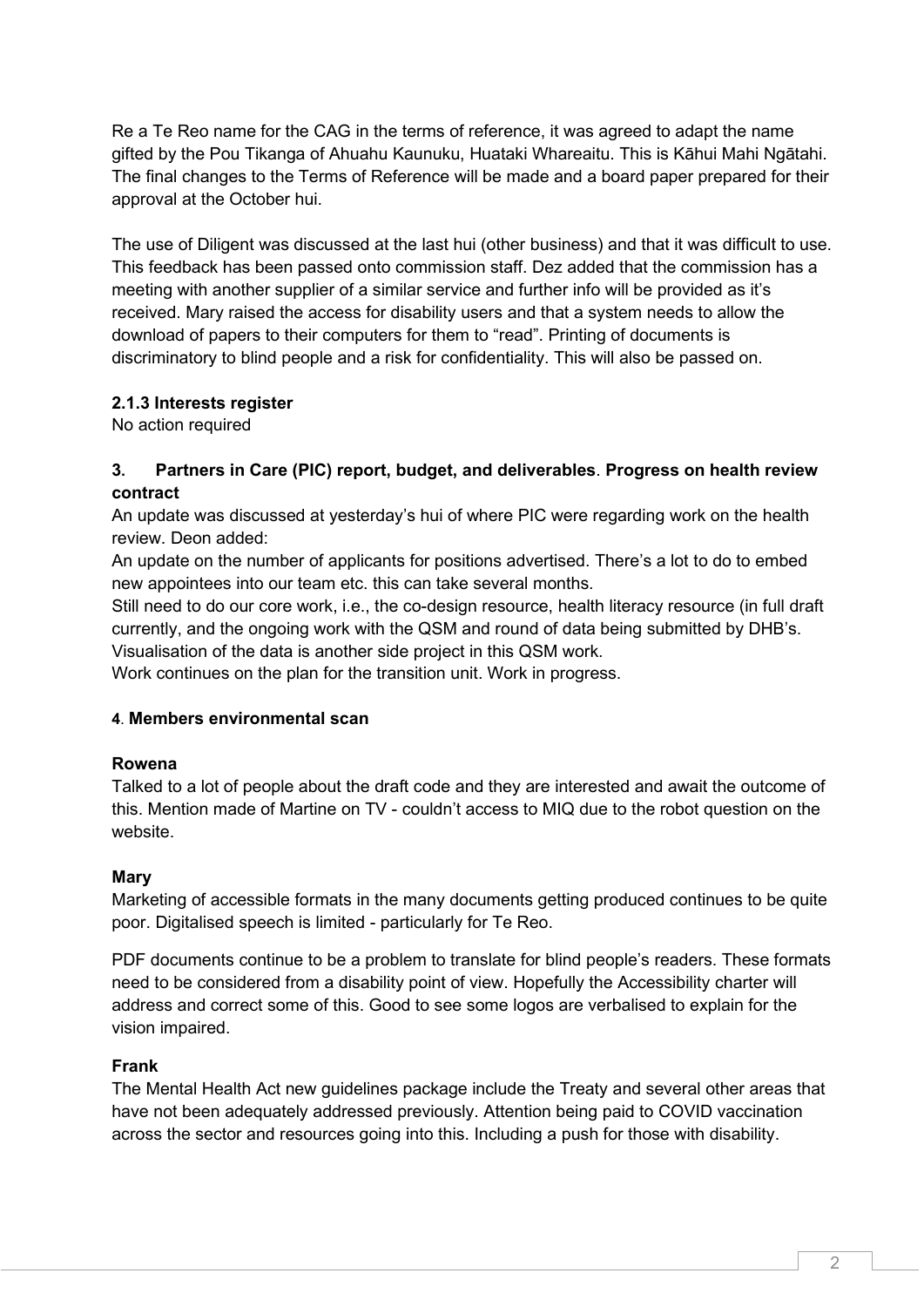Re a Te Reo name for the CAG in the terms of reference, it was agreed to adapt the name gifted by the Pou Tikanga of Ahuahu Kaunuku, Huataki Whareaitu. This is Kāhui Mahi Ngātahi. The final changes to the Terms of Reference will be made and a board paper prepared for their approval at the October hui.

The use of Diligent was discussed at the last hui (other business) and that it was difficult to use. This feedback has been passed onto commission staff. Dez added that the commission has a meeting with another supplier of a similar service and further info will be provided as it's received. Mary raised the access for disability users and that a system needs to allow the download of papers to their computers for them to "read". Printing of documents is discriminatory to blind people and a risk for confidentiality. This will also be passed on.

**2.1.3 Interests register**

No action required

**3. Partners in Care (PIC) report, budget, and deliverables**. **Progress on health review contract**

An update was discussed at yesterday's hui of where PIC were regarding work on the health review. Deon added:

An update on the number of applicants for positions advertised. There's a lot to do to embed new appointees into our team etc. this can take several months.

Still need to do our core work, i.e., the co-design resource, health literacy resource (in full draft currently, and the ongoing work with the QSM and round of data being submitted by DHB's. Visualisation of the data is another side project in this QSM work.

Work continues on the plan for the transition unit. Work in progress.

**4**. **Members environmental scan**

**Rowena**

Talked to a lot of people about the draft code and they are interested and await the outcome of this. Mention made of Martine on TV - couldn't access to MIQ due to the robot question on the website.

**Mary**

Marketing of accessible formats in the many documents getting produced continues to be quite poor. Digitalised speech is limited - particularly for Te Reo.

PDF documents continue to be a problem to translate for blind people's readers. These formats need to be considered from a disability point of view. Hopefully the Accessibility charter will address and correct some of this. Good to see some logos are verbalised to explain for the vision impaired.

**Frank**

The Mental Health Act new guidelines package include the Treaty and several other areas that have not been adequately addressed previously. Attention being paid to COVID vaccination across the sector and resources going into this. Including a push for those with disability.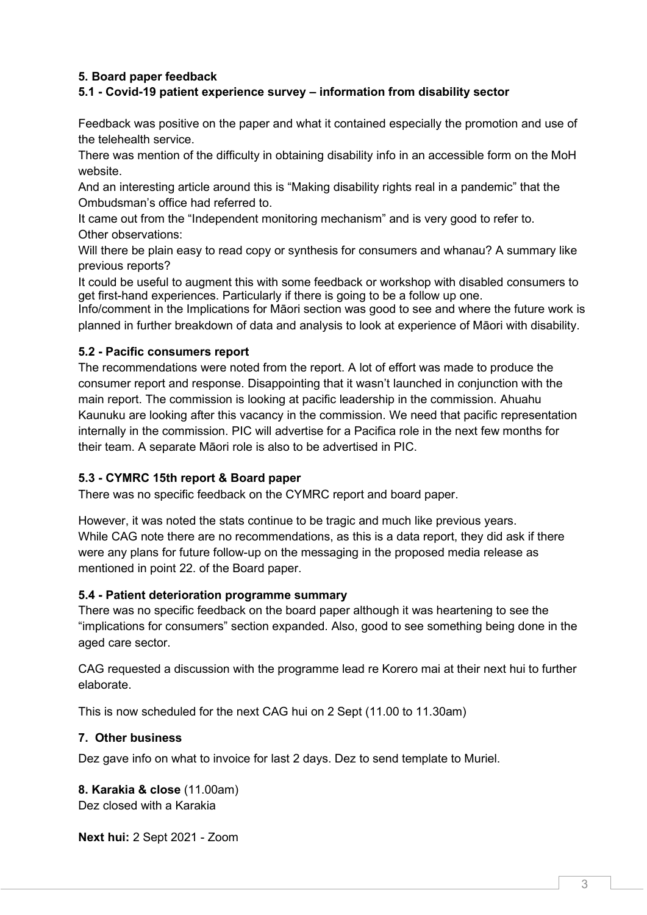#### 5. Board paper feedback

#### 5.1 - Covid-19 patient experience survey – information from disability sector

Feedback was positive on the paper and what it contained especially the promotion and use of the telehealth service.

There was mention of the difficulty in obtaining disability info in an accessible form on the MoH website.

And an interesting article around this is "Making disability rights real in a pandemic" that the Ombudsman's office had referred to.

It came out from the "Independent monitoring mechanism" and is very good to refer to.

Other observations:

Will there be plain easy to read copy or synthesis for consumers and whanau? A summary like previous reports?

It could be useful to augment this with some feedback or workshop with disabled consumers to get first-hand experiences. Particularly if there is going to be a follow up one.

Info/comment in the Implications for Māori section was good to see and where the future work is planned in further breakdown of data and analysis to look at experience of Māori with disability.

#### 5.2 - Pacific consumers report

The recommendations were noted from the report. A lot of effort was made to produce the consumer report and response. Disappointing that it wasn't launched in conjunction with the main report. The commission is looking at pacific leadership in the commission. Ahuahu Kaunuku are looking after this vacancy in the commission. We need that pacific representation internally in the commission. PIC will advertise for a Pacifica role in the next few months for their team. A separate Māori role is also to be advertised in PIC.

#### 5.3 - CYMRC 15th report & Board paper

There was no specific feedback on the CYMRC report and board paper.

However, it was noted the stats continue to be tragic and much like previous years.

While CAG note there are no recommendations, as this is a data report, they did ask if there were any plans for future follow-up on the messaging in the proposed media release as mentioned in point 22. of the Board paper.

#### 5.4 - Patient deterioration programme summary

There was no specific feedback on the board paper although it was heartening to see the "implications for consumers" section expanded. Also, good to see something being done in the aged care sector.

CAG requested a discussion with the programme lead re Korero mai at their next hui to further elaborate.

This is now scheduled for the next CAG hui on 2 Sept (11.00 to 11.30am)

#### 7. Other business

Dez gave info on what to invoice for last 2 days. Dez to send template to Muriel.

**8. Karakia & close** (11.00am)

Dez closed with a Karakia

**Next hui:** 2 Sept 2021 - Zoom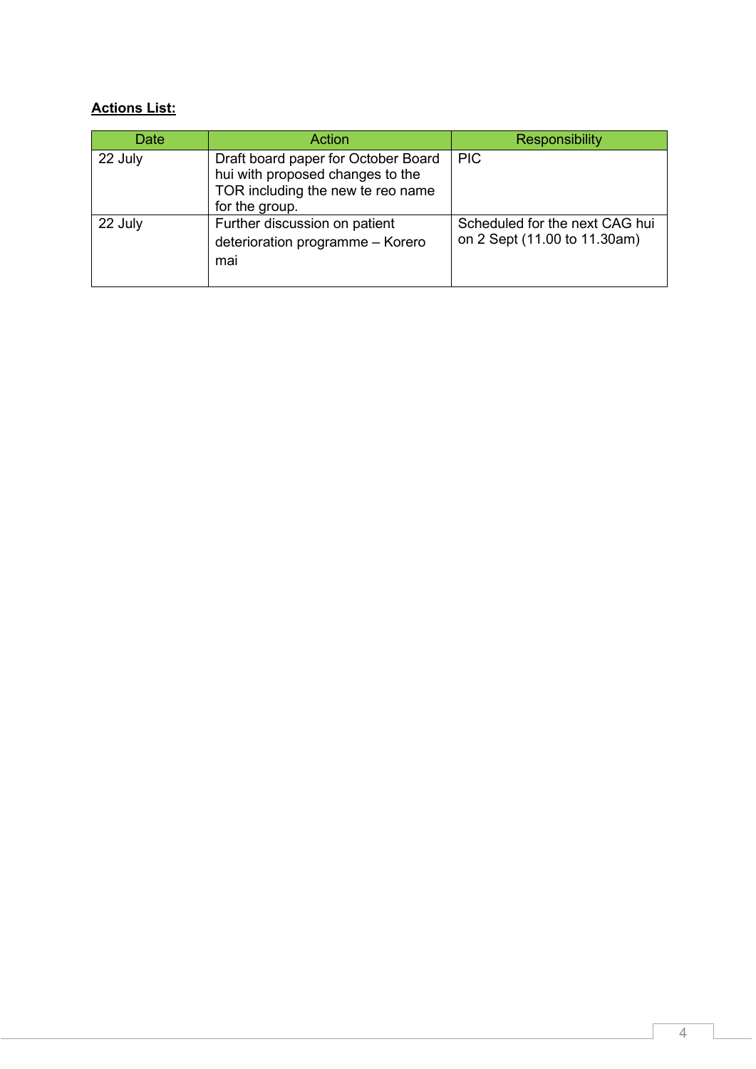**Actions List:**

| Date | Action | Responsibility |
|---|---|---|
| 22 July | Draft board paper for October Board hui with proposed changes to the TOR including the new te reo name for the group. | PIC |
| 22 July | Further discussion on patient deterioration programme – Korero mai | Scheduled for the next CAG hui on 2 Sept (11.00 to 11.30am) |